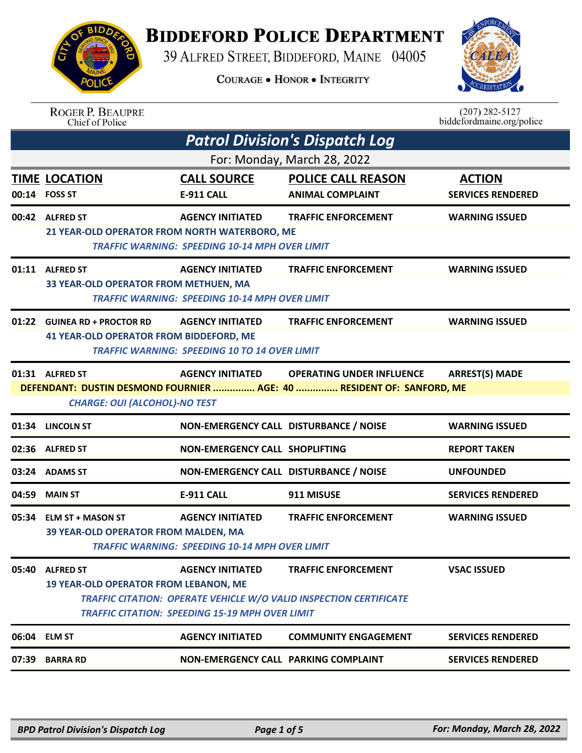# BIDDEFORD POLICE DEPARTMENT

39 ALFRED STREET, BIDDEFORD, MAINE 04005

COURAGE • HONOR • INTEGRITY

ROGER P. BEAUPRE
Chief of Police

(207) 282-5127
biddefordmaine.org/police

## *Patrol Division's Dispatch Log*

For: Monday, March 28, 2022

| TIME | LOCATION | CALL SOURCE | POLICE CALL REASON | ACTION |
|---|---|---|---|---|
| 00:14 | FOSS ST | E-911 CALL | ANIMAL COMPLAINT | SERVICES RENDERED |
| 00:42 | ALFRED ST | AGENCY INITIATED | TRAFFIC ENFORCEMENT | WARNING ISSUED |
| | 21 YEAR-OLD OPERATOR FROM NORTH WATERBORO, ME | | | |
| | *TRAFFIC WARNING: SPEEDING 10-14 MPH OVER LIMIT* | | | |
| 01:11 | ALFRED ST | AGENCY INITIATED | TRAFFIC ENFORCEMENT | WARNING ISSUED |
| | 33 YEAR-OLD OPERATOR FROM METHUEN, MA | | | |
| | *TRAFFIC WARNING: SPEEDING 10-14 MPH OVER LIMIT* | | | |
| 01:22 | GUINEA RD + PROCTOR RD | AGENCY INITIATED | TRAFFIC ENFORCEMENT | WARNING ISSUED |
| | 41 YEAR-OLD OPERATOR FROM BIDDEFORD, ME | | | |
| | *TRAFFIC WARNING: SPEEDING 10 TO 14 OVER LIMIT* | | | |
| 01:31 | ALFRED ST | AGENCY INITIATED | OPERATING UNDER INFLUENCE | ARREST(S) MADE |
| | DEFENDANT: DUSTIN DESMOND FOURNIER ............... AGE: 40 ............... RESIDENT OF: SANFORD, ME | | | |
| | *CHARGE: OUI (ALCOHOL)-NO TEST* | | | |
| 01:34 | LINCOLN ST | NON-EMERGENCY CALL | DISTURBANCE / NOISE | WARNING ISSUED |
| 02:36 | ALFRED ST | NON-EMERGENCY CALL | SHOPLIFTING | REPORT TAKEN |
| 03:24 | ADAMS ST | NON-EMERGENCY CALL | DISTURBANCE / NOISE | UNFOUNDED |
| 04:59 | MAIN ST | E-911 CALL | 911 MISUSE | SERVICES RENDERED |
| 05:34 | ELM ST + MASON ST | AGENCY INITIATED | TRAFFIC ENFORCEMENT | WARNING ISSUED |
| | 39 YEAR-OLD OPERATOR FROM MALDEN, MA | | | |
| | *TRAFFIC WARNING: SPEEDING 10-14 MPH OVER LIMIT* | | | |
| 05:40 | ALFRED ST | AGENCY INITIATED | TRAFFIC ENFORCEMENT | VSAC ISSUED |
| | 19 YEAR-OLD OPERATOR FROM LEBANON, ME | | | |
| | *TRAFFIC CITATION: OPERATE VEHICLE W/O VALID INSPECTION CERTIFICATE* | | | |
| | *TRAFFIC CITATION: SPEEDING 15-19 MPH OVER LIMIT* | | | |
| 06:04 | ELM ST | AGENCY INITIATED | COMMUNITY ENGAGEMENT | SERVICES RENDERED |
| 07:39 | BARRA RD | NON-EMERGENCY CALL | PARKING COMPLAINT | SERVICES RENDERED |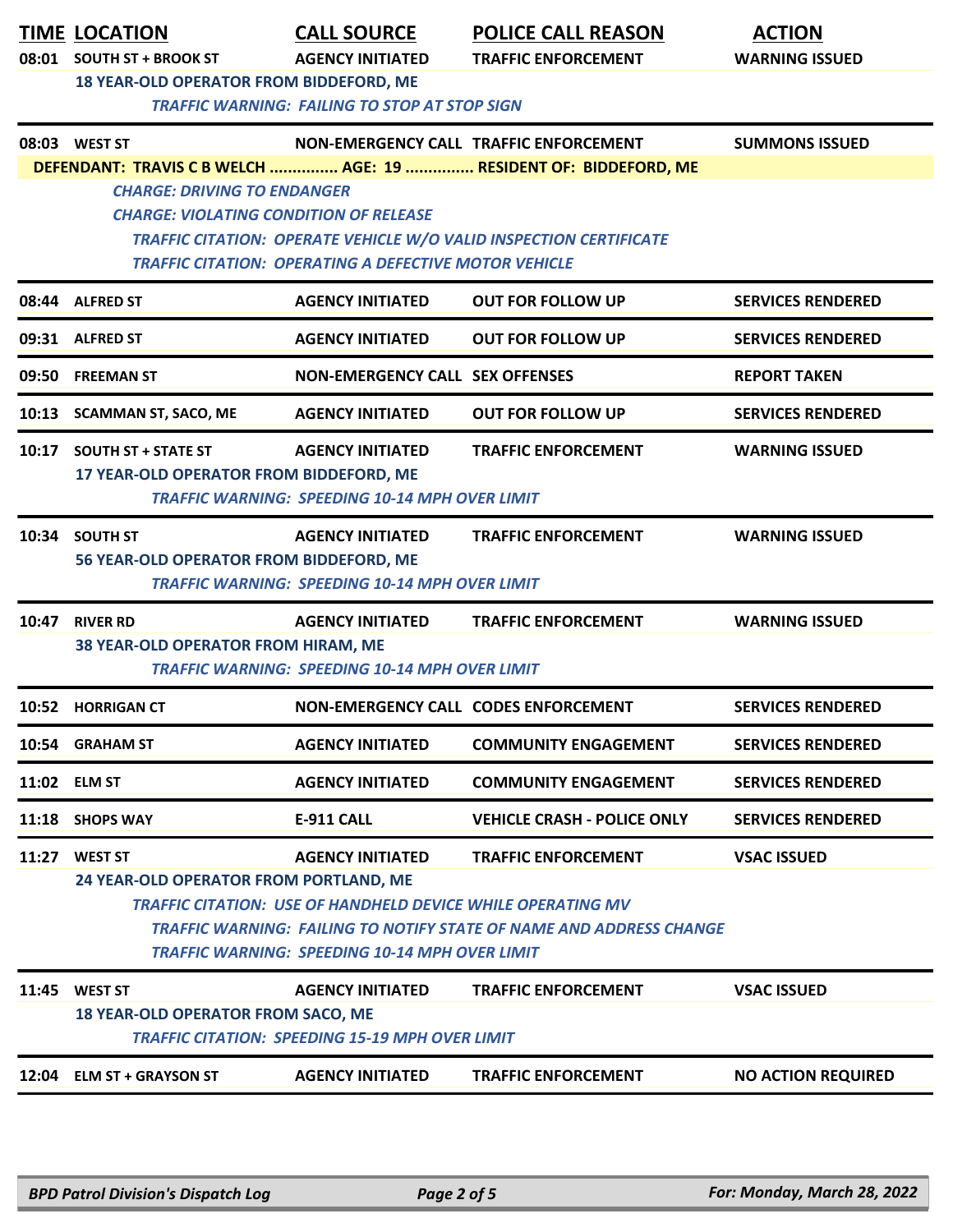| TIME | LOCATION | CALL SOURCE | POLICE CALL REASON | ACTION |
| --- | --- | --- | --- | --- |
| 08:01 | SOUTH ST + BROOK ST | AGENCY INITIATED | TRAFFIC ENFORCEMENT | WARNING ISSUED |
| | 18 YEAR-OLD OPERATOR FROM BIDDEFORD, ME | | | |
| | *TRAFFIC WARNING: FAILING TO STOP AT STOP SIGN* | | | |
| 08:03 | WEST ST | NON-EMERGENCY CALL | TRAFFIC ENFORCEMENT | SUMMONS ISSUED |
| | DEFENDANT: TRAVIS C B WELCH ............... AGE: 19 ............... RESIDENT OF: BIDDEFORD, ME | | | |
| | *CHARGE: DRIVING TO ENDANGER* | | | |
| | *CHARGE: VIOLATING CONDITION OF RELEASE* | | | |
| | *TRAFFIC CITATION: OPERATE VEHICLE W/O VALID INSPECTION CERTIFICATE* | | | |
| | *TRAFFIC CITATION: OPERATING A DEFECTIVE MOTOR VEHICLE* | | | |
| 08:44 | ALFRED ST | AGENCY INITIATED | OUT FOR FOLLOW UP | SERVICES RENDERED |
| 09:31 | ALFRED ST | AGENCY INITIATED | OUT FOR FOLLOW UP | SERVICES RENDERED |
| 09:50 | FREEMAN ST | NON-EMERGENCY CALL | SEX OFFENSES | REPORT TAKEN |
| 10:13 | SCAMMAN ST, SACO, ME | AGENCY INITIATED | OUT FOR FOLLOW UP | SERVICES RENDERED |
| 10:17 | SOUTH ST + STATE ST | AGENCY INITIATED | TRAFFIC ENFORCEMENT | WARNING ISSUED |
| | 17 YEAR-OLD OPERATOR FROM BIDDEFORD, ME | | | |
| | *TRAFFIC WARNING: SPEEDING 10-14 MPH OVER LIMIT* | | | |
| 10:34 | SOUTH ST | AGENCY INITIATED | TRAFFIC ENFORCEMENT | WARNING ISSUED |
| | 56 YEAR-OLD OPERATOR FROM BIDDEFORD, ME | | | |
| | *TRAFFIC WARNING: SPEEDING 10-14 MPH OVER LIMIT* | | | |
| 10:47 | RIVER RD | AGENCY INITIATED | TRAFFIC ENFORCEMENT | WARNING ISSUED |
| | 38 YEAR-OLD OPERATOR FROM HIRAM, ME | | | |
| | *TRAFFIC WARNING: SPEEDING 10-14 MPH OVER LIMIT* | | | |
| 10:52 | HORRIGAN CT | NON-EMERGENCY CALL | CODES ENFORCEMENT | SERVICES RENDERED |
| 10:54 | GRAHAM ST | AGENCY INITIATED | COMMUNITY ENGAGEMENT | SERVICES RENDERED |
| 11:02 | ELM ST | AGENCY INITIATED | COMMUNITY ENGAGEMENT | SERVICES RENDERED |
| 11:18 | SHOPS WAY | E-911 CALL | VEHICLE CRASH - POLICE ONLY | SERVICES RENDERED |
| 11:27 | WEST ST | AGENCY INITIATED | TRAFFIC ENFORCEMENT | VSAC ISSUED |
| | 24 YEAR-OLD OPERATOR FROM PORTLAND, ME | | | |
| | *TRAFFIC CITATION: USE OF HANDHELD DEVICE WHILE OPERATING MV* | | | |
| | *TRAFFIC WARNING: FAILING TO NOTIFY STATE OF NAME AND ADDRESS CHANGE* | | | |
| | *TRAFFIC WARNING: SPEEDING 10-14 MPH OVER LIMIT* | | | |
| 11:45 | WEST ST | AGENCY INITIATED | TRAFFIC ENFORCEMENT | VSAC ISSUED |
| | 18 YEAR-OLD OPERATOR FROM SACO, ME | | | |
| | *TRAFFIC CITATION: SPEEDING 15-19 MPH OVER LIMIT* | | | |
| 12:04 | ELM ST + GRAYSON ST | AGENCY INITIATED | TRAFFIC ENFORCEMENT | NO ACTION REQUIRED |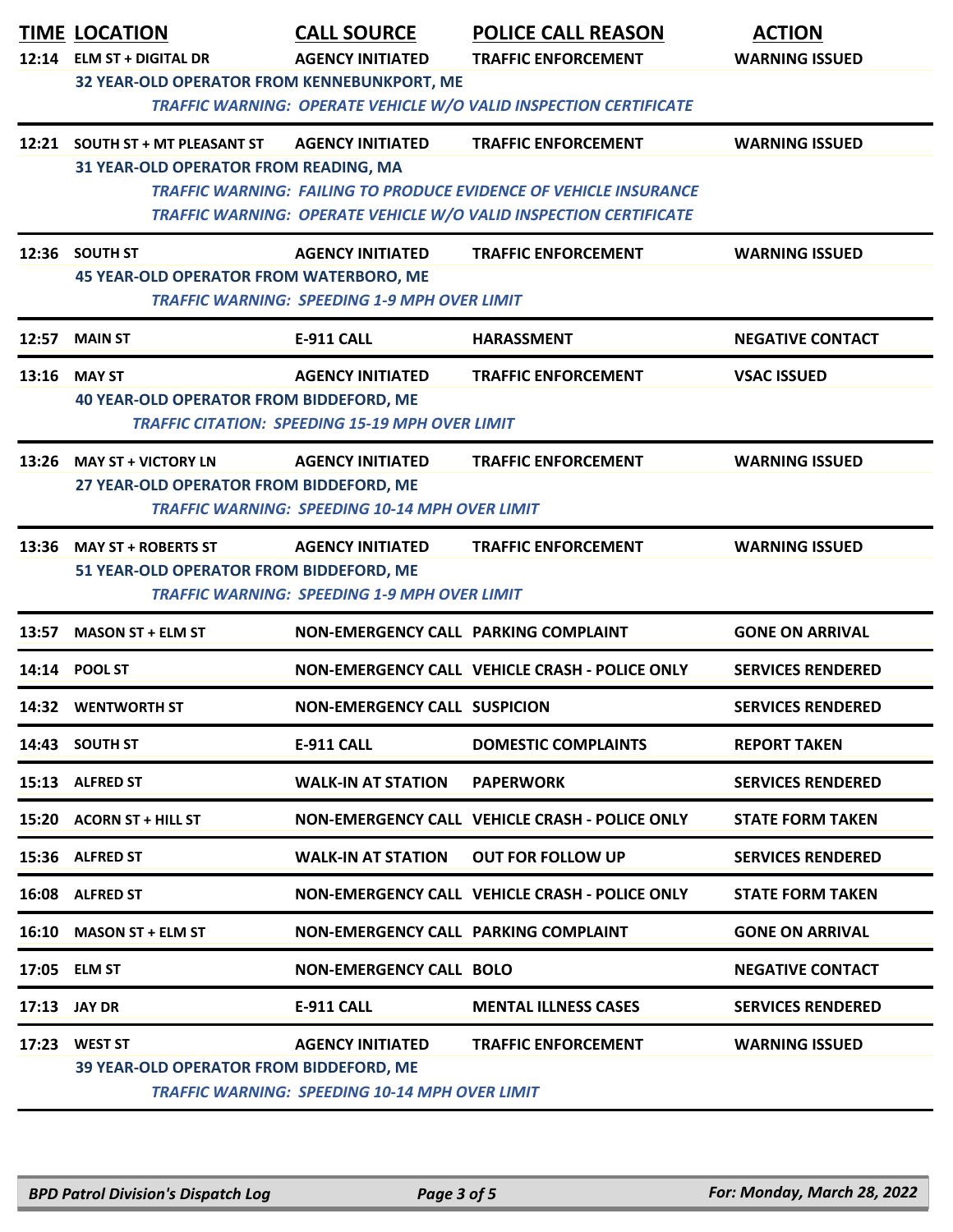| TIME | LOCATION | CALL SOURCE | POLICE CALL REASON | ACTION |
|---|---|---|---|---|
| 12:14 | ELM ST + DIGITAL DR | AGENCY INITIATED | TRAFFIC ENFORCEMENT | WARNING ISSUED |
| | 32 YEAR-OLD OPERATOR FROM KENNEBUNKPORT, ME | | | |
| | *TRAFFIC WARNING: OPERATE VEHICLE W/O VALID INSPECTION CERTIFICATE* | | | |
| 12:21 | SOUTH ST + MT PLEASANT ST | AGENCY INITIATED | TRAFFIC ENFORCEMENT | WARNING ISSUED |
| | 31 YEAR-OLD OPERATOR FROM READING, MA | | | |
| | *TRAFFIC WARNING: FAILING TO PRODUCE EVIDENCE OF VEHICLE INSURANCE* | | | |
| | *TRAFFIC WARNING: OPERATE VEHICLE W/O VALID INSPECTION CERTIFICATE* | | | |
| 12:36 | SOUTH ST | AGENCY INITIATED | TRAFFIC ENFORCEMENT | WARNING ISSUED |
| | 45 YEAR-OLD OPERATOR FROM WATERBORO, ME | | | |
| | *TRAFFIC WARNING: SPEEDING 1-9 MPH OVER LIMIT* | | | |
| 12:57 | MAIN ST | E-911 CALL | HARASSMENT | NEGATIVE CONTACT |
| 13:16 | MAY ST | AGENCY INITIATED | TRAFFIC ENFORCEMENT | VSAC ISSUED |
| | 40 YEAR-OLD OPERATOR FROM BIDDEFORD, ME | | | |
| | *TRAFFIC CITATION: SPEEDING 15-19 MPH OVER LIMIT* | | | |
| 13:26 | MAY ST + VICTORY LN | AGENCY INITIATED | TRAFFIC ENFORCEMENT | WARNING ISSUED |
| | 27 YEAR-OLD OPERATOR FROM BIDDEFORD, ME | | | |
| | *TRAFFIC WARNING: SPEEDING 10-14 MPH OVER LIMIT* | | | |
| 13:36 | MAY ST + ROBERTS ST | AGENCY INITIATED | TRAFFIC ENFORCEMENT | WARNING ISSUED |
| | 51 YEAR-OLD OPERATOR FROM BIDDEFORD, ME | | | |
| | *TRAFFIC WARNING: SPEEDING 1-9 MPH OVER LIMIT* | | | |
| 13:57 | MASON ST + ELM ST | NON-EMERGENCY CALL | PARKING COMPLAINT | GONE ON ARRIVAL |
| 14:14 | POOL ST | NON-EMERGENCY CALL | VEHICLE CRASH - POLICE ONLY | SERVICES RENDERED |
| 14:32 | WENTWORTH ST | NON-EMERGENCY CALL | SUSPICION | SERVICES RENDERED |
| 14:43 | SOUTH ST | E-911 CALL | DOMESTIC COMPLAINTS | REPORT TAKEN |
| 15:13 | ALFRED ST | WALK-IN AT STATION | PAPERWORK | SERVICES RENDERED |
| 15:20 | ACORN ST + HILL ST | NON-EMERGENCY CALL | VEHICLE CRASH - POLICE ONLY | STATE FORM TAKEN |
| 15:36 | ALFRED ST | WALK-IN AT STATION | OUT FOR FOLLOW UP | SERVICES RENDERED |
| 16:08 | ALFRED ST | NON-EMERGENCY CALL | VEHICLE CRASH - POLICE ONLY | STATE FORM TAKEN |
| 16:10 | MASON ST + ELM ST | NON-EMERGENCY CALL | PARKING COMPLAINT | GONE ON ARRIVAL |
| 17:05 | ELM ST | NON-EMERGENCY CALL | BOLO | NEGATIVE CONTACT |
| 17:13 | JAY DR | E-911 CALL | MENTAL ILLNESS CASES | SERVICES RENDERED |
| 17:23 | WEST ST | AGENCY INITIATED | TRAFFIC ENFORCEMENT | WARNING ISSUED |
| | 39 YEAR-OLD OPERATOR FROM BIDDEFORD, ME | | | |
| | *TRAFFIC WARNING: SPEEDING 10-14 MPH OVER LIMIT* | | | |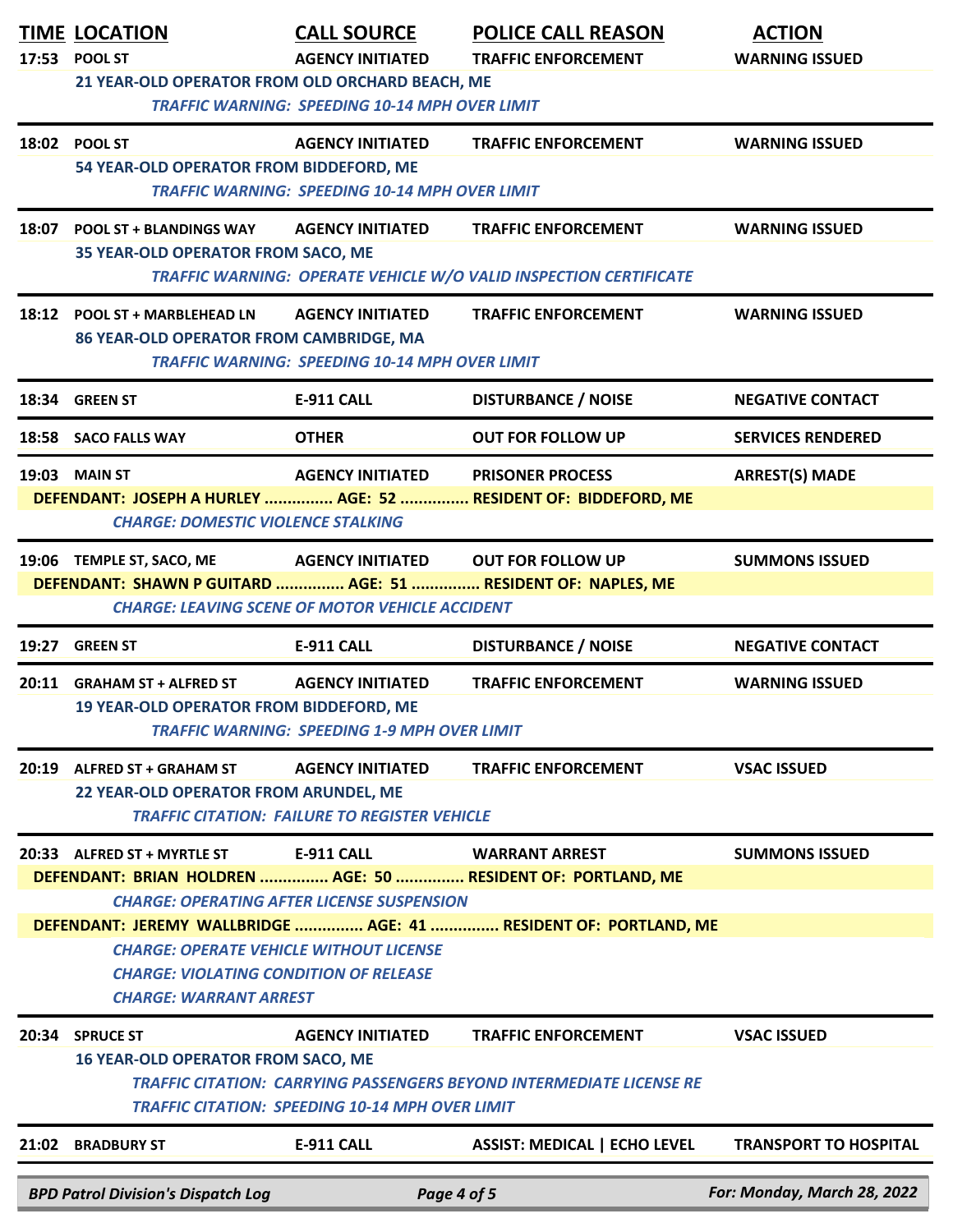| TIME | LOCATION | CALL SOURCE | POLICE CALL REASON | ACTION |
|---|---|---|---|---|
| 17:53 | POOL ST | AGENCY INITIATED | TRAFFIC ENFORCEMENT | WARNING ISSUED |

21 YEAR-OLD OPERATOR FROM OLD ORCHARD BEACH, ME
*TRAFFIC WARNING: SPEEDING 10-14 MPH OVER LIMIT*

| TIME | LOCATION | CALL SOURCE | POLICE CALL REASON | ACTION |
|---|---|---|---|---|
| 18:02 | POOL ST | AGENCY INITIATED | TRAFFIC ENFORCEMENT | WARNING ISSUED |

54 YEAR-OLD OPERATOR FROM BIDDEFORD, ME
*TRAFFIC WARNING: SPEEDING 10-14 MPH OVER LIMIT*

| TIME | LOCATION | CALL SOURCE | POLICE CALL REASON | ACTION |
|---|---|---|---|---|
| 18:07 | POOL ST + BLANDINGS WAY | AGENCY INITIATED | TRAFFIC ENFORCEMENT | WARNING ISSUED |

35 YEAR-OLD OPERATOR FROM SACO, ME
*TRAFFIC WARNING: OPERATE VEHICLE W/O VALID INSPECTION CERTIFICATE*

| TIME | LOCATION | CALL SOURCE | POLICE CALL REASON | ACTION |
|---|---|---|---|---|
| 18:12 | POOL ST + MARBLEHEAD LN | AGENCY INITIATED | TRAFFIC ENFORCEMENT | WARNING ISSUED |

86 YEAR-OLD OPERATOR FROM CAMBRIDGE, MA
*TRAFFIC WARNING: SPEEDING 10-14 MPH OVER LIMIT*

| TIME | LOCATION | CALL SOURCE | POLICE CALL REASON | ACTION |
|---|---|---|---|---|
| 18:34 | GREEN ST | E-911 CALL | DISTURBANCE / NOISE | NEGATIVE CONTACT |
| 18:58 | SACO FALLS WAY | OTHER | OUT FOR FOLLOW UP | SERVICES RENDERED |
| 19:03 | MAIN ST | AGENCY INITIATED | PRISONER PROCESS | ARREST(S) MADE |

DEFENDANT: JOSEPH A HURLEY ............... AGE: 52 ............... RESIDENT OF: BIDDEFORD, ME
*CHARGE: DOMESTIC VIOLENCE STALKING*

| TIME | LOCATION | CALL SOURCE | POLICE CALL REASON | ACTION |
|---|---|---|---|---|
| 19:06 | TEMPLE ST, SACO, ME | AGENCY INITIATED | OUT FOR FOLLOW UP | SUMMONS ISSUED |

DEFENDANT: SHAWN P GUITARD ............... AGE: 51 ............... RESIDENT OF: NAPLES, ME
*CHARGE: LEAVING SCENE OF MOTOR VEHICLE ACCIDENT*

| TIME | LOCATION | CALL SOURCE | POLICE CALL REASON | ACTION |
|---|---|---|---|---|
| 19:27 | GREEN ST | E-911 CALL | DISTURBANCE / NOISE | NEGATIVE CONTACT |
| 20:11 | GRAHAM ST + ALFRED ST | AGENCY INITIATED | TRAFFIC ENFORCEMENT | WARNING ISSUED |

19 YEAR-OLD OPERATOR FROM BIDDEFORD, ME
*TRAFFIC WARNING: SPEEDING 1-9 MPH OVER LIMIT*

| TIME | LOCATION | CALL SOURCE | POLICE CALL REASON | ACTION |
|---|---|---|---|---|
| 20:19 | ALFRED ST + GRAHAM ST | AGENCY INITIATED | TRAFFIC ENFORCEMENT | VSAC ISSUED |

22 YEAR-OLD OPERATOR FROM ARUNDEL, ME
*TRAFFIC CITATION: FAILURE TO REGISTER VEHICLE*

| TIME | LOCATION | CALL SOURCE | POLICE CALL REASON | ACTION |
|---|---|---|---|---|
| 20:33 | ALFRED ST + MYRTLE ST | E-911 CALL | WARRANT ARREST | SUMMONS ISSUED |

DEFENDANT: BRIAN HOLDREN ............... AGE: 50 ............... RESIDENT OF: PORTLAND, ME
*CHARGE: OPERATING AFTER LICENSE SUSPENSION*

DEFENDANT: JEREMY WALLBRIDGE ............... AGE: 41 ............... RESIDENT OF: PORTLAND, ME
*CHARGE: OPERATE VEHICLE WITHOUT LICENSE*
*CHARGE: VIOLATING CONDITION OF RELEASE*
*CHARGE: WARRANT ARREST*

| TIME | LOCATION | CALL SOURCE | POLICE CALL REASON | ACTION |
|---|---|---|---|---|
| 20:34 | SPRUCE ST | AGENCY INITIATED | TRAFFIC ENFORCEMENT | VSAC ISSUED |

16 YEAR-OLD OPERATOR FROM SACO, ME
*TRAFFIC CITATION: CARRYING PASSENGERS BEYOND INTERMEDIATE LICENSE RE*
*TRAFFIC CITATION: SPEEDING 10-14 MPH OVER LIMIT*

| TIME | LOCATION | CALL SOURCE | POLICE CALL REASON | ACTION |
|---|---|---|---|---|
| 21:02 | BRADBURY ST | E-911 CALL | ASSIST: MEDICAL \| ECHO LEVEL | TRANSPORT TO HOSPITAL |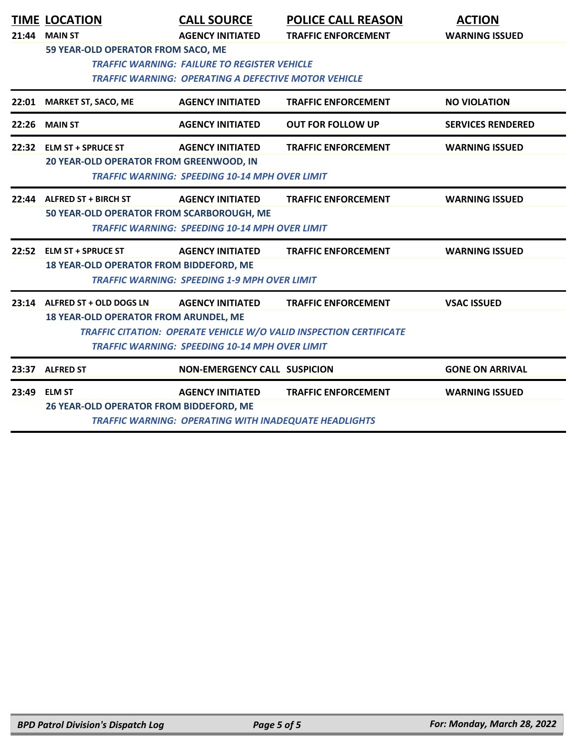| TIME | LOCATION | CALL SOURCE | POLICE CALL REASON | ACTION |
|---|---|---|---|---|
| 21:44 | MAIN ST | AGENCY INITIATED | TRAFFIC ENFORCEMENT | WARNING ISSUED |
| | 59 YEAR-OLD OPERATOR FROM SACO, ME | | | |
| | *TRAFFIC WARNING: FAILURE TO REGISTER VEHICLE* | | | |
| | *TRAFFIC WARNING: OPERATING A DEFECTIVE MOTOR VEHICLE* | | | |
| 22:01 | MARKET ST, SACO, ME | AGENCY INITIATED | TRAFFIC ENFORCEMENT | NO VIOLATION |
| 22:26 | MAIN ST | AGENCY INITIATED | OUT FOR FOLLOW UP | SERVICES RENDERED |
| 22:32 | ELM ST + SPRUCE ST | AGENCY INITIATED | TRAFFIC ENFORCEMENT | WARNING ISSUED |
| | 20 YEAR-OLD OPERATOR FROM GREENWOOD, IN | | | |
| | *TRAFFIC WARNING: SPEEDING 10-14 MPH OVER LIMIT* | | | |
| 22:44 | ALFRED ST + BIRCH ST | AGENCY INITIATED | TRAFFIC ENFORCEMENT | WARNING ISSUED |
| | 50 YEAR-OLD OPERATOR FROM SCARBOROUGH, ME | | | |
| | *TRAFFIC WARNING: SPEEDING 10-14 MPH OVER LIMIT* | | | |
| 22:52 | ELM ST + SPRUCE ST | AGENCY INITIATED | TRAFFIC ENFORCEMENT | WARNING ISSUED |
| | 18 YEAR-OLD OPERATOR FROM BIDDEFORD, ME | | | |
| | *TRAFFIC WARNING: SPEEDING 1-9 MPH OVER LIMIT* | | | |
| 23:14 | ALFRED ST + OLD DOGS LN | AGENCY INITIATED | TRAFFIC ENFORCEMENT | VSAC ISSUED |
| | 18 YEAR-OLD OPERATOR FROM ARUNDEL, ME | | | |
| | *TRAFFIC CITATION: OPERATE VEHICLE W/O VALID INSPECTION CERTIFICATE* | | | |
| | *TRAFFIC WARNING: SPEEDING 10-14 MPH OVER LIMIT* | | | |
| 23:37 | ALFRED ST | NON-EMERGENCY CALL | SUSPICION | GONE ON ARRIVAL |
| 23:49 | ELM ST | AGENCY INITIATED | TRAFFIC ENFORCEMENT | WARNING ISSUED |
| | 26 YEAR-OLD OPERATOR FROM BIDDEFORD, ME | | | |
| | *TRAFFIC WARNING: OPERATING WITH INADEQUATE HEADLIGHTS* | | | |